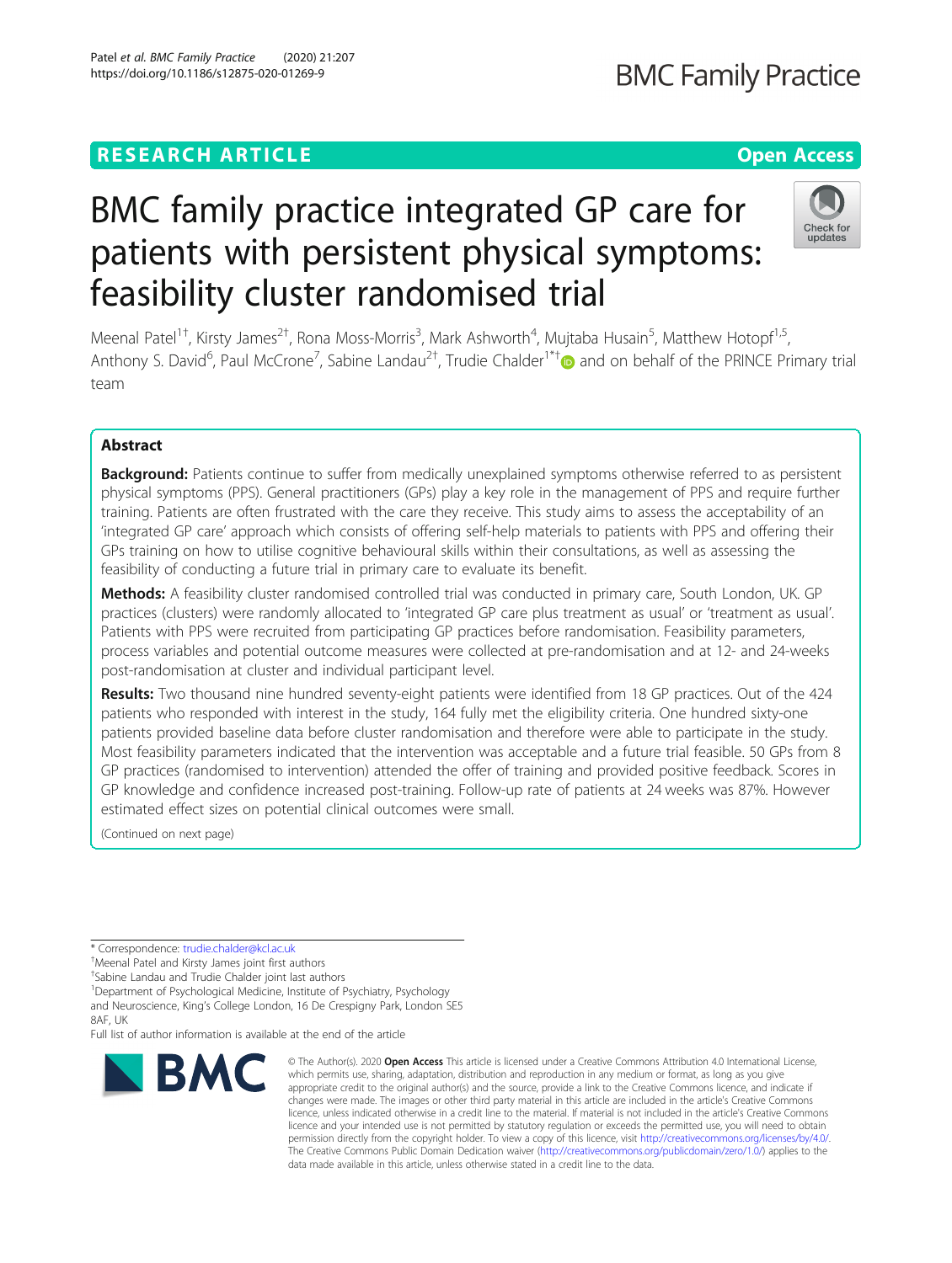RESEARCH ARTICLE

Open Access

# BMC family practice integrated GP care for patients with persistent physical symptoms: feasibility cluster randomised trial

Meenal Patel[1†], Kirsty James[2†], Rona Moss-Morris[3], Mark Ashworth[4], Mujtaba Husain[5], Matthew Hotopf[1,5], Anthony S. David[6], Paul McCrone[7], Sabine Landau[2†], Trudie Chalder[1*†] and on behalf of the PRINCE Primary trial team

## Abstract

**Background:** Patients continue to suffer from medically unexplained symptoms otherwise referred to as persistent physical symptoms (PPS). General practitioners (GPs) play a key role in the management of PPS and require further training. Patients are often frustrated with the care they receive. This study aims to assess the acceptability of an 'integrated GP care' approach which consists of offering self-help materials to patients with PPS and offering their GPs training on how to utilise cognitive behavioural skills within their consultations, as well as assessing the feasibility of conducting a future trial in primary care to evaluate its benefit.

**Methods:** A feasibility cluster randomised controlled trial was conducted in primary care, South London, UK. GP practices (clusters) were randomly allocated to 'integrated GP care plus treatment as usual' or 'treatment as usual'. Patients with PPS were recruited from participating GP practices before randomisation. Feasibility parameters, process variables and potential outcome measures were collected at pre-randomisation and at 12- and 24-weeks post-randomisation at cluster and individual participant level.

**Results:** Two thousand nine hundred seventy-eight patients were identified from 18 GP practices. Out of the 424 patients who responded with interest in the study, 164 fully met the eligibility criteria. One hundred sixty-one patients provided baseline data before cluster randomisation and therefore were able to participate in the study. Most feasibility parameters indicated that the intervention was acceptable and a future trial feasible. 50 GPs from 8 GP practices (randomised to intervention) attended the offer of training and provided positive feedback. Scores in GP knowledge and confidence increased post-training. Follow-up rate of patients at 24 weeks was 87%. However estimated effect sizes on potential clinical outcomes were small.

(Continued on next page)

\* Correspondence: trudie.chalder@kcl.ac.uk

†Meenal Patel and Kirsty James joint first authors

†Sabine Landau and Trudie Chalder joint last authors

[1]Department of Psychological Medicine, Institute of Psychiatry, Psychology and Neuroscience, King's College London, 16 De Crespigny Park, London SE5 8AF, UK

Full list of author information is available at the end of the article

© The Author(s). 2020 **Open Access** This article is licensed under a Creative Commons Attribution 4.0 International License, which permits use, sharing, adaptation, distribution and reproduction in any medium or format, as long as you give appropriate credit to the original author(s) and the source, provide a link to the Creative Commons licence, and indicate if changes were made. The images or other third party material in this article are included in the article's Creative Commons licence, unless indicated otherwise in a credit line to the material. If material is not included in the article's Creative Commons licence and your intended use is not permitted by statutory regulation or exceeds the permitted use, you will need to obtain permission directly from the copyright holder. To view a copy of this licence, visit http://creativecommons.org/licenses/by/4.0/. The Creative Commons Public Domain Dedication waiver (http://creativecommons.org/publicdomain/zero/1.0/) applies to the data made available in this article, unless otherwise stated in a credit line to the data.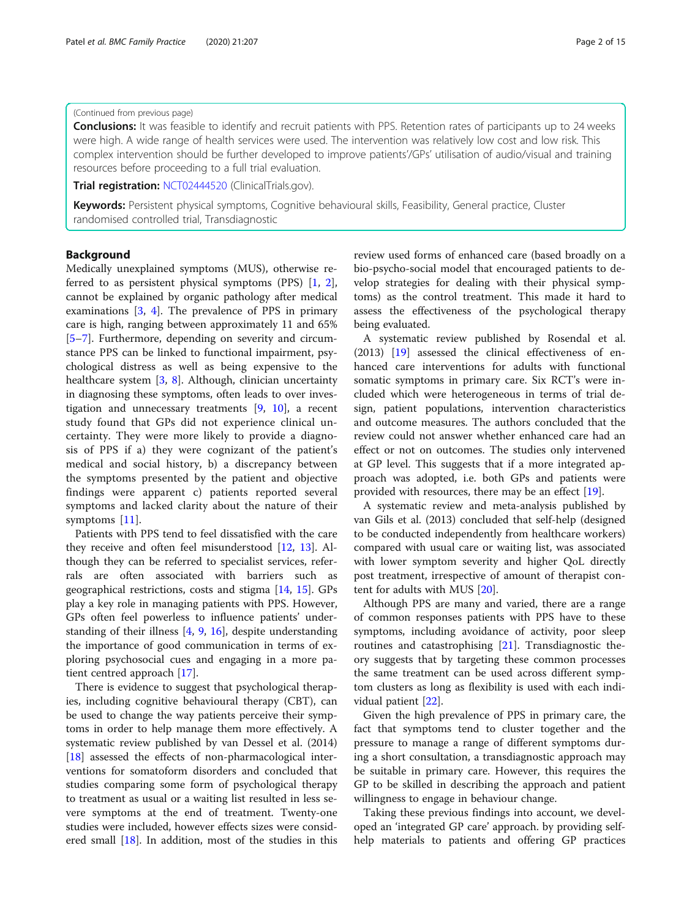(Continued from previous page)

**Conclusions:** It was feasible to identify and recruit patients with PPS. Retention rates of participants up to 24 weeks were high. A wide range of health services were used. The intervention was relatively low cost and low risk. This complex intervention should be further developed to improve patients'/GPs' utilisation of audio/visual and training resources before proceeding to a full trial evaluation.

**Trial registration:** NCT02444520 (ClinicalTrials.gov).

**Keywords:** Persistent physical symptoms, Cognitive behavioural skills, Feasibility, General practice, Cluster randomised controlled trial, Transdiagnostic

## Background

Medically unexplained symptoms (MUS), otherwise referred to as persistent physical symptoms (PPS) [1, 2], cannot be explained by organic pathology after medical examinations [3, 4]. The prevalence of PPS in primary care is high, ranging between approximately 11 and 65% [5–7]. Furthermore, depending on severity and circumstance PPS can be linked to functional impairment, psychological distress as well as being expensive to the healthcare system [3, 8]. Although, clinician uncertainty in diagnosing these symptoms, often leads to over investigation and unnecessary treatments [9, 10], a recent study found that GPs did not experience clinical uncertainty. They were more likely to provide a diagnosis of PPS if a) they were cognizant of the patient's medical and social history, b) a discrepancy between the symptoms presented by the patient and objective findings were apparent c) patients reported several symptoms and lacked clarity about the nature of their symptoms [11].

Patients with PPS tend to feel dissatisfied with the care they receive and often feel misunderstood [12, 13]. Although they can be referred to specialist services, referrals are often associated with barriers such as geographical restrictions, costs and stigma [14, 15]. GPs play a key role in managing patients with PPS. However, GPs often feel powerless to influence patients' understanding of their illness [4, 9, 16], despite understanding the importance of good communication in terms of exploring psychosocial cues and engaging in a more patient centred approach [17].

There is evidence to suggest that psychological therapies, including cognitive behavioural therapy (CBT), can be used to change the way patients perceive their symptoms in order to help manage them more effectively. A systematic review published by van Dessel et al. (2014) [18] assessed the effects of non-pharmacological interventions for somatoform disorders and concluded that studies comparing some form of psychological therapy to treatment as usual or a waiting list resulted in less severe symptoms at the end of treatment. Twenty-one studies were included, however effects sizes were considered small [18]. In addition, most of the studies in this review used forms of enhanced care (based broadly on a bio-psycho-social model that encouraged patients to develop strategies for dealing with their physical symptoms) as the control treatment. This made it hard to assess the effectiveness of the psychological therapy being evaluated.

A systematic review published by Rosendal et al. (2013) [19] assessed the clinical effectiveness of enhanced care interventions for adults with functional somatic symptoms in primary care. Six RCT's were included which were heterogeneous in terms of trial design, patient populations, intervention characteristics and outcome measures. The authors concluded that the review could not answer whether enhanced care had an effect or not on outcomes. The studies only intervened at GP level. This suggests that if a more integrated approach was adopted, i.e. both GPs and patients were provided with resources, there may be an effect [19].

A systematic review and meta-analysis published by van Gils et al. (2013) concluded that self-help (designed to be conducted independently from healthcare workers) compared with usual care or waiting list, was associated with lower symptom severity and higher QoL directly post treatment, irrespective of amount of therapist content for adults with MUS [20].

Although PPS are many and varied, there are a range of common responses patients with PPS have to these symptoms, including avoidance of activity, poor sleep routines and catastrophising [21]. Transdiagnostic theory suggests that by targeting these common processes the same treatment can be used across different symptom clusters as long as flexibility is used with each individual patient [22].

Given the high prevalence of PPS in primary care, the fact that symptoms tend to cluster together and the pressure to manage a range of different symptoms during a short consultation, a transdiagnostic approach may be suitable in primary care. However, this requires the GP to be skilled in describing the approach and patient willingness to engage in behaviour change.

Taking these previous findings into account, we developed an 'integrated GP care' approach. by providing self-help materials to patients and offering GP practices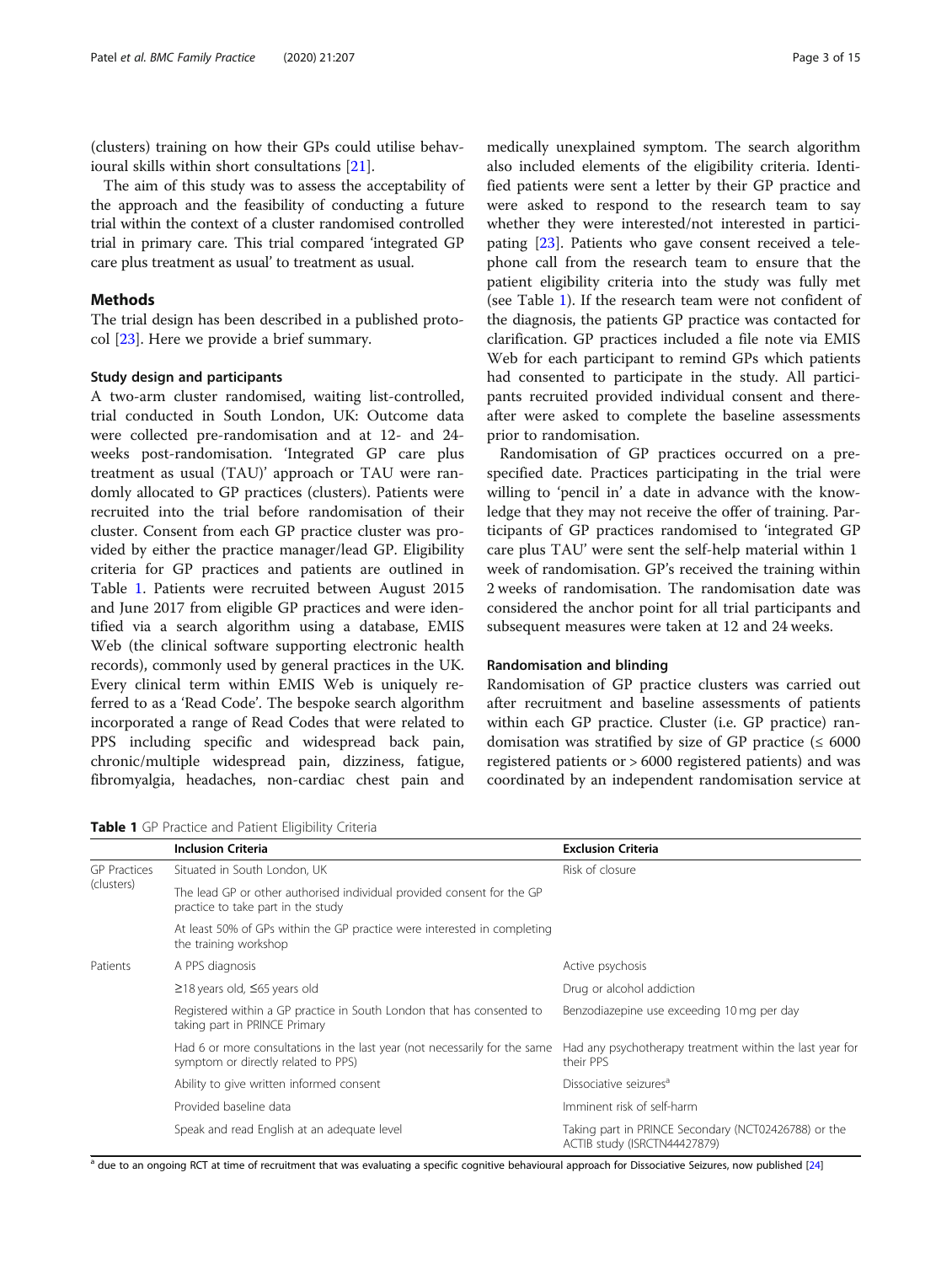(clusters) training on how their GPs could utilise behavioural skills within short consultations [21].

The aim of this study was to assess the acceptability of the approach and the feasibility of conducting a future trial within the context of a cluster randomised controlled trial in primary care. This trial compared 'integrated GP care plus treatment as usual' to treatment as usual.

## Methods

The trial design has been described in a published protocol [23]. Here we provide a brief summary.

### Study design and participants

A two-arm cluster randomised, waiting list-controlled, trial conducted in South London, UK: Outcome data were collected pre-randomisation and at 12- and 24-weeks post-randomisation. 'Integrated GP care plus treatment as usual (TAU)' approach or TAU were randomly allocated to GP practices (clusters). Patients were recruited into the trial before randomisation of their cluster. Consent from each GP practice cluster was provided by either the practice manager/lead GP. Eligibility criteria for GP practices and patients are outlined in Table 1. Patients were recruited between August 2015 and June 2017 from eligible GP practices and were identified via a search algorithm using a database, EMIS Web (the clinical software supporting electronic health records), commonly used by general practices in the UK. Every clinical term within EMIS Web is uniquely referred to as a 'Read Code'. The bespoke search algorithm incorporated a range of Read Codes that were related to PPS including specific and widespread back pain, chronic/multiple widespread pain, dizziness, fatigue, fibromyalgia, headaches, non-cardiac chest pain and medically unexplained symptom. The search algorithm also included elements of the eligibility criteria. Identified patients were sent a letter by their GP practice and were asked to respond to the research team to say whether they were interested/not interested in participating [23]. Patients who gave consent received a telephone call from the research team to ensure that the patient eligibility criteria into the study was fully met (see Table 1). If the research team were not confident of the diagnosis, the patients GP practice was contacted for clarification. GP practices included a file note via EMIS Web for each participant to remind GPs which patients had consented to participate in the study. All participants recruited provided individual consent and thereafter were asked to complete the baseline assessments prior to randomisation.

Randomisation of GP practices occurred on a pre-specified date. Practices participating in the trial were willing to 'pencil in' a date in advance with the knowledge that they may not receive the offer of training. Participants of GP practices randomised to 'integrated GP care plus TAU' were sent the self-help material within 1 week of randomisation. GP's received the training within 2 weeks of randomisation. The randomisation date was considered the anchor point for all trial participants and subsequent measures were taken at 12 and 24 weeks.

### Randomisation and blinding

Randomisation of GP practice clusters was carried out after recruitment and baseline assessments of patients within each GP practice. Cluster (i.e. GP practice) randomisation was stratified by size of GP practice (≤ 6000 registered patients or > 6000 registered patients) and was coordinated by an independent randomisation service at

**Table 1** GP Practice and Patient Eligibility Criteria

| | Inclusion Criteria | Exclusion Criteria |
|---|---|---|
| GP Practices (clusters) | Situated in South London, UK | Risk of closure |
| | The lead GP or other authorised individual provided consent for the GP practice to take part in the study | |
| | At least 50% of GPs within the GP practice were interested in completing the training workshop | |
| Patients | A PPS diagnosis | Active psychosis |
| | ≥18 years old, ≤65 years old | Drug or alcohol addiction |
| | Registered within a GP practice in South London that has consented to taking part in PRINCE Primary | Benzodiazepine use exceeding 10 mg per day |
| | Had 6 or more consultations in the last year (not necessarily for the same symptom or directly related to PPS) | Had any psychotherapy treatment within the last year for their PPS |
| | Ability to give written informed consent | Dissociative seizures[a] |
| | Provided baseline data | Imminent risk of self-harm |
| | Speak and read English at an adequate level | Taking part in PRINCE Secondary (NCT02426788) or the ACTIB study (ISRCTN44427879) |

[a] due to an ongoing RCT at time of recruitment that was evaluating a specific cognitive behavioural approach for Dissociative Seizures, now published [24]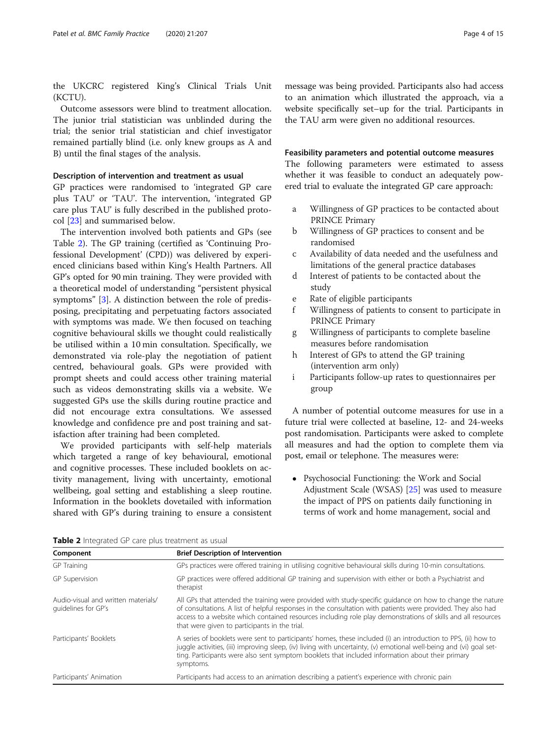the UKCRC registered King's Clinical Trials Unit (KCTU).

Outcome assessors were blind to treatment allocation. The junior trial statistician was unblinded during the trial; the senior trial statistician and chief investigator remained partially blind (i.e. only knew groups as A and B) until the final stages of the analysis.

### Description of intervention and treatment as usual

GP practices were randomised to 'integrated GP care plus TAU' or 'TAU'. The intervention, 'integrated GP care plus TAU' is fully described in the published protocol [23] and summarised below.

The intervention involved both patients and GPs (see Table 2). The GP training (certified as 'Continuing Professional Development' (CPD)) was delivered by experienced clinicians based within King's Health Partners. All GP's opted for 90 min training. They were provided with a theoretical model of understanding "persistent physical symptoms" [3]. A distinction between the role of predisposing, precipitating and perpetuating factors associated with symptoms was made. We then focused on teaching cognitive behavioural skills we thought could realistically be utilised within a 10 min consultation. Specifically, we demonstrated via role-play the negotiation of patient centred, behavioural goals. GPs were provided with prompt sheets and could access other training material such as videos demonstrating skills via a website. We suggested GPs use the skills during routine practice and did not encourage extra consultations. We assessed knowledge and confidence pre and post training and satisfaction after training had been completed.

We provided participants with self-help materials which targeted a range of key behavioural, emotional and cognitive processes. These included booklets on activity management, living with uncertainty, emotional wellbeing, goal setting and establishing a sleep routine. Information in the booklets dovetailed with information shared with GP's during training to ensure a consistent message was being provided. Participants also had access to an animation which illustrated the approach, via a website specifically set–up for the trial. Participants in the TAU arm were given no additional resources.

**Table 2** Integrated GP care plus treatment as usual

| Component | Brief Description of Intervention |
| --- | --- |
| GP Training | GPs practices were offered training in utilising cognitive behavioural skills during 10-min consultations. |
| GP Supervision | GP practices were offered additional GP training and supervision with either or both a Psychiatrist and therapist |
| Audio-visual and written materials/ guidelines for GP's | All GPs that attended the training were provided with study-specific guidance on how to change the nature of consultations. A list of helpful responses in the consultation with patients were provided. They also had access to a website which contained resources including role play demonstrations of skills and all resources that were given to participants in the trial. |
| Participants' Booklets | A series of booklets were sent to participants' homes, these included (i) an introduction to PPS, (ii) how to juggle activities, (iii) improving sleep, (iv) living with uncertainty, (v) emotional well-being and (vi) goal setting. Participants were also sent symptom booklets that included information about their primary symptoms. |
| Participants' Animation | Participants had access to an animation describing a patient's experience with chronic pain |

### Feasibility parameters and potential outcome measures

The following parameters were estimated to assess whether it was feasible to conduct an adequately powered trial to evaluate the integrated GP care approach:

a. Willingness of GP practices to be contacted about PRINCE Primary
b. Willingness of GP practices to consent and be randomised
c. Availability of data needed and the usefulness and limitations of the general practice databases
d. Interest of patients to be contacted about the study
e. Rate of eligible participants
f. Willingness of patients to consent to participate in PRINCE Primary
g. Willingness of participants to complete baseline measures before randomisation
h. Interest of GPs to attend the GP training (intervention arm only)
i. Participants follow-up rates to questionnaires per group

A number of potential outcome measures for use in a future trial were collected at baseline, 12- and 24-weeks post randomisation. Participants were asked to complete all measures and had the option to complete them via post, email or telephone. The measures were:

- Psychosocial Functioning: the Work and Social Adjustment Scale (WSAS) [25] was used to measure the impact of PPS on patients daily functioning in terms of work and home management, social and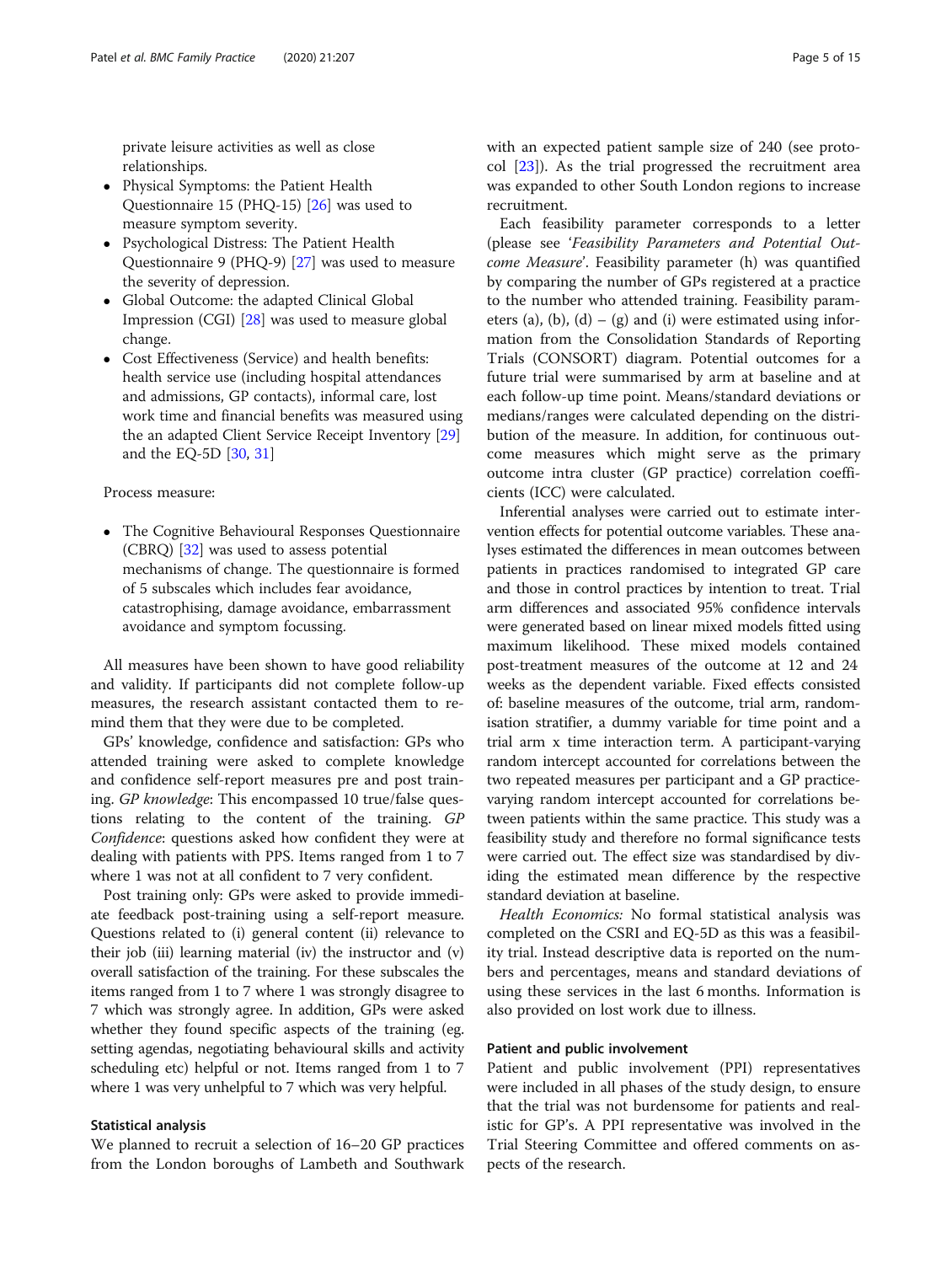private leisure activities as well as close relationships.

- Physical Symptoms: the Patient Health Questionnaire 15 (PHQ-15) [26] was used to measure symptom severity.
- Psychological Distress: The Patient Health Questionnaire 9 (PHQ-9) [27] was used to measure the severity of depression.
- Global Outcome: the adapted Clinical Global Impression (CGI) [28] was used to measure global change.
- Cost Effectiveness (Service) and health benefits: health service use (including hospital attendances and admissions, GP contacts), informal care, lost work time and financial benefits was measured using the an adapted Client Service Receipt Inventory [29] and the EQ-5D [30, 31]

Process measure:

- The Cognitive Behavioural Responses Questionnaire (CBRQ) [32] was used to assess potential mechanisms of change. The questionnaire is formed of 5 subscales which includes fear avoidance, catastrophising, damage avoidance, embarrassment avoidance and symptom focussing.

All measures have been shown to have good reliability and validity. If participants did not complete follow-up measures, the research assistant contacted them to remind them that they were due to be completed.

GPs' knowledge, confidence and satisfaction: GPs who attended training were asked to complete knowledge and confidence self-report measures pre and post training. *GP knowledge*: This encompassed 10 true/false questions relating to the content of the training. *GP Confidence*: questions asked how confident they were at dealing with patients with PPS. Items ranged from 1 to 7 where 1 was not at all confident to 7 very confident.

Post training only: GPs were asked to provide immediate feedback post-training using a self-report measure. Questions related to (i) general content (ii) relevance to their job (iii) learning material (iv) the instructor and (v) overall satisfaction of the training. For these subscales the items ranged from 1 to 7 where 1 was strongly disagree to 7 which was strongly agree. In addition, GPs were asked whether they found specific aspects of the training (eg. setting agendas, negotiating behavioural skills and activity scheduling etc) helpful or not. Items ranged from 1 to 7 where 1 was very unhelpful to 7 which was very helpful.

### Statistical analysis

We planned to recruit a selection of 16–20 GP practices from the London boroughs of Lambeth and Southwark with an expected patient sample size of 240 (see protocol [23]). As the trial progressed the recruitment area was expanded to other South London regions to increase recruitment.

Each feasibility parameter corresponds to a letter (please see '*Feasibility Parameters and Potential Outcome Measure*'. Feasibility parameter (h) was quantified by comparing the number of GPs registered at a practice to the number who attended training. Feasibility parameters (a), (b), (d) – (g) and (i) were estimated using information from the Consolidation Standards of Reporting Trials (CONSORT) diagram. Potential outcomes for a future trial were summarised by arm at baseline and at each follow-up time point. Means/standard deviations or medians/ranges were calculated depending on the distribution of the measure. In addition, for continuous outcome measures which might serve as the primary outcome intra cluster (GP practice) correlation coefficients (ICC) were calculated.

Inferential analyses were carried out to estimate intervention effects for potential outcome variables. These analyses estimated the differences in mean outcomes between patients in practices randomised to integrated GP care and those in control practices by intention to treat. Trial arm differences and associated 95% confidence intervals were generated based on linear mixed models fitted using maximum likelihood. These mixed models contained post-treatment measures of the outcome at 12 and 24 weeks as the dependent variable. Fixed effects consisted of: baseline measures of the outcome, trial arm, randomisation stratifier, a dummy variable for time point and a trial arm x time interaction term. A participant-varying random intercept accounted for correlations between the two repeated measures per participant and a GP practice-varying random intercept accounted for correlations between patients within the same practice. This study was a feasibility study and therefore no formal significance tests were carried out. The effect size was standardised by dividing the estimated mean difference by the respective standard deviation at baseline.

*Health Economics:* No formal statistical analysis was completed on the CSRI and EQ-5D as this was a feasibility trial. Instead descriptive data is reported on the numbers and percentages, means and standard deviations of using these services in the last 6 months. Information is also provided on lost work due to illness.

### Patient and public involvement

Patient and public involvement (PPI) representatives were included in all phases of the study design, to ensure that the trial was not burdensome for patients and realistic for GP's. A PPI representative was involved in the Trial Steering Committee and offered comments on aspects of the research.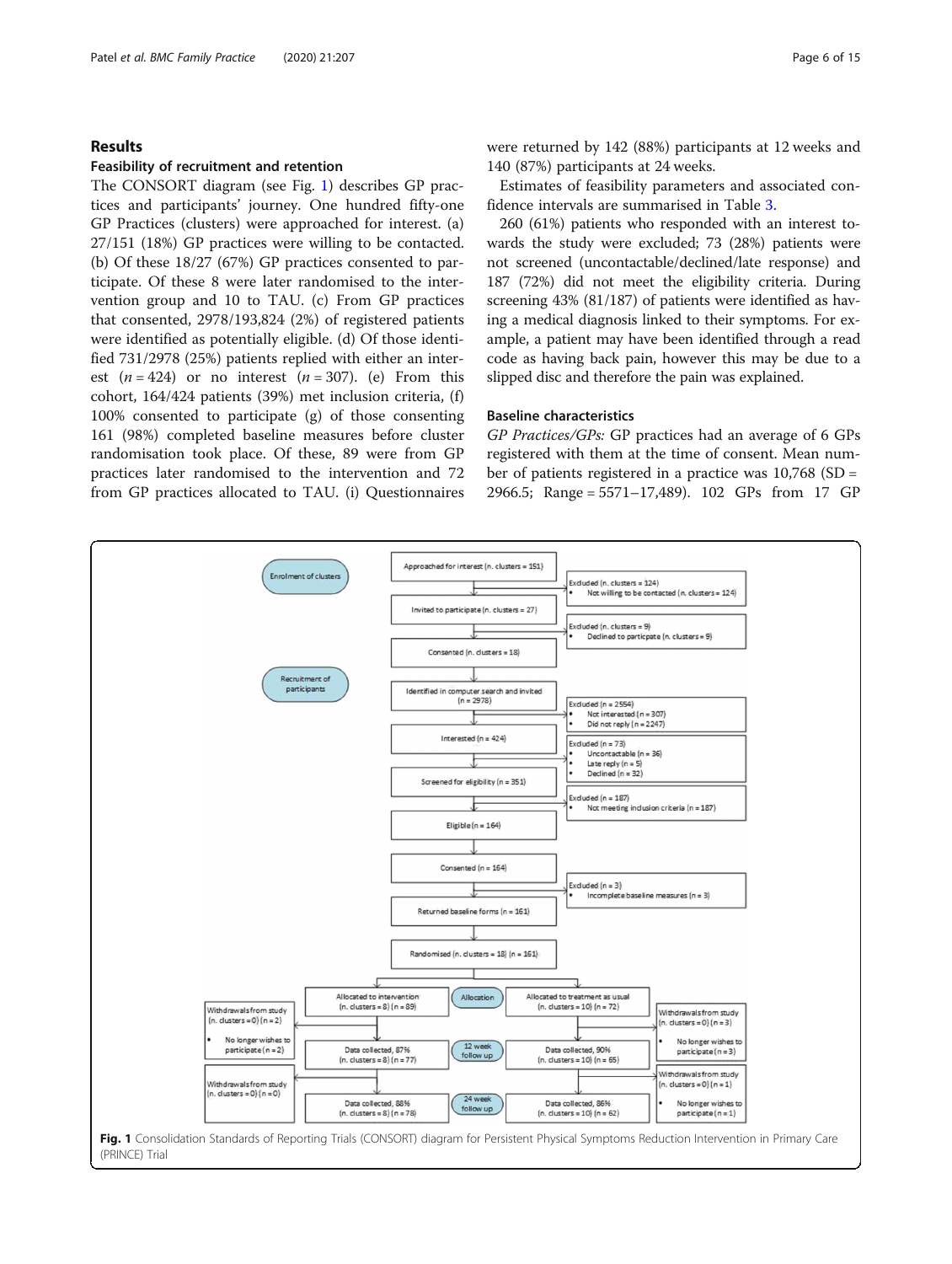## Results

### Feasibility of recruitment and retention

The CONSORT diagram (see Fig. 1) describes GP practices and participants' journey. One hundred fifty-one GP Practices (clusters) were approached for interest. (a) 27/151 (18%) GP practices were willing to be contacted. (b) Of these 18/27 (67%) GP practices consented to participate. Of these 8 were later randomised to the intervention group and 10 to TAU. (c) From GP practices that consented, 2978/193,824 (2%) of registered patients were identified as potentially eligible. (d) Of those identified 731/2978 (25%) patients replied with either an interest ($n = 424$) or no interest ($n = 307$). (e) From this cohort, 164/424 patients (39%) met inclusion criteria, (f) 100% consented to participate (g) of those consenting 161 (98%) completed baseline measures before cluster randomisation took place. Of these, 89 were from GP practices later randomised to the intervention and 72 from GP practices allocated to TAU. (i) Questionnaires were returned by 142 (88%) participants at 12 weeks and 140 (87%) participants at 24 weeks.

Estimates of feasibility parameters and associated confidence intervals are summarised in Table 3.

260 (61%) patients who responded with an interest towards the study were excluded; 73 (28%) patients were not screened (uncontactable/declined/late response) and 187 (72%) did not meet the eligibility criteria. During screening 43% (81/187) of patients were identified as having a medical diagnosis linked to their symptoms. For example, a patient may have been identified through a read code as having back pain, however this may be due to a slipped disc and therefore the pain was explained.

### Baseline characteristics

*GP Practices/GPs:* GP practices had an average of 6 GPs registered with them at the time of consent. Mean number of patients registered in a practice was 10,768 (SD = 2966.5; Range = 5571–17,489). 102 GPs from 17 GP

**Fig. 1** Consolidation Standards of Reporting Trials (CONSORT) diagram for Persistent Physical Symptoms Reduction Intervention in Primary Care (PRINCE) Trial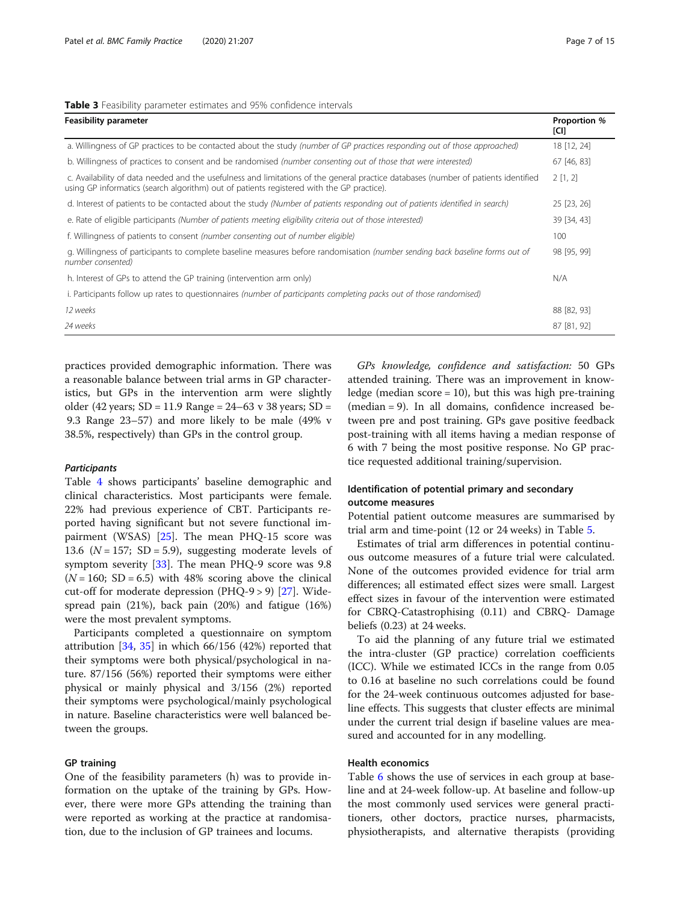**Table 3** Feasibility parameter estimates and 95% confidence intervals

| Feasibility parameter | Proportion % [CI] |
| --- | --- |
| a. Willingness of GP practices to be contacted about the study *(number of GP practices responding out of those approached)* | 18 [12, 24] |
| b. Willingness of practices to consent and be randomised *(number consenting out of those that were interested)* | 67 [46, 83] |
| c. Availability of data needed and the usefulness and limitations of the general practice databases (number of patients identified using GP informatics (search algorithm) out of patients registered with the GP practice). | 2 [1, 2] |
| d. Interest of patients to be contacted about the study *(Number of patients responding out of patients identified in search)* | 25 [23, 26] |
| e. Rate of eligible participants *(Number of patients meeting eligibility criteria out of those interested)* | 39 [34, 43] |
| f. Willingness of patients to consent *(number consenting out of number eligible)* | 100 |
| g. Willingness of participants to complete baseline measures before randomisation *(number sending back baseline forms out of number consented)* | 98 [95, 99] |
| h. Interest of GPs to attend the GP training (intervention arm only) | N/A |
| i. Participants follow up rates to questionnaires *(number of participants completing packs out of those randomised)* | |
| *12 weeks* | 88 [82, 93] |
| *24 weeks* | 87 [81, 92] |

practices provided demographic information. There was a reasonable balance between trial arms in GP characteristics, but GPs in the intervention arm were slightly older (42 years; SD = 11.9 Range = 24–63 v 38 years; SD = 9.3 Range 23–57) and more likely to be male (49% v 38.5%, respectively) than GPs in the control group.

#### *Participants*

Table 4 shows participants' baseline demographic and clinical characteristics. Most participants were female. 22% had previous experience of CBT. Participants reported having significant but not severe functional impairment (WSAS) [25]. The mean PHQ-15 score was 13.6 ($N = 157$; SD = 5.9), suggesting moderate levels of symptom severity [33]. The mean PHQ-9 score was 9.8 ($N = 160$; SD = 6.5) with 48% scoring above the clinical cut-off for moderate depression (PHQ-9 > 9) [27]. Widespread pain (21%), back pain (20%) and fatigue (16%) were the most prevalent symptoms.

Participants completed a questionnaire on symptom attribution [34, 35] in which 66/156 (42%) reported that their symptoms were both physical/psychological in nature. 87/156 (56%) reported their symptoms were either physical or mainly physical and 3/156 (2%) reported their symptoms were psychological/mainly psychological in nature. Baseline characteristics were well balanced between the groups.

### GP training

One of the feasibility parameters (h) was to provide information on the uptake of the training by GPs. However, there were more GPs attending the training than were reported as working at the practice at randomisation, due to the inclusion of GP trainees and locums.

*GPs knowledge, confidence and satisfaction:* 50 GPs attended training. There was an improvement in knowledge (median score = 10), but this was high pre-training (median = 9). In all domains, confidence increased between pre and post training. GPs gave positive feedback post-training with all items having a median response of 6 with 7 being the most positive response. No GP practice requested additional training/supervision.

### Identification of potential primary and secondary outcome measures

Potential patient outcome measures are summarised by trial arm and time-point (12 or 24 weeks) in Table 5.

Estimates of trial arm differences in potential continuous outcome measures of a future trial were calculated. None of the outcomes provided evidence for trial arm differences; all estimated effect sizes were small. Largest effect sizes in favour of the intervention were estimated for CBRQ-Catastrophising (0.11) and CBRQ- Damage beliefs (0.23) at 24 weeks.

To aid the planning of any future trial we estimated the intra-cluster (GP practice) correlation coefficients (ICC). While we estimated ICCs in the range from 0.05 to 0.16 at baseline no such correlations could be found for the 24-week continuous outcomes adjusted for baseline effects. This suggests that cluster effects are minimal under the current trial design if baseline values are measured and accounted for in any modelling.

### Health economics

Table 6 shows the use of services in each group at baseline and at 24-week follow-up. At baseline and follow-up the most commonly used services were general practitioners, other doctors, practice nurses, pharmacists, physiotherapists, and alternative therapists (providing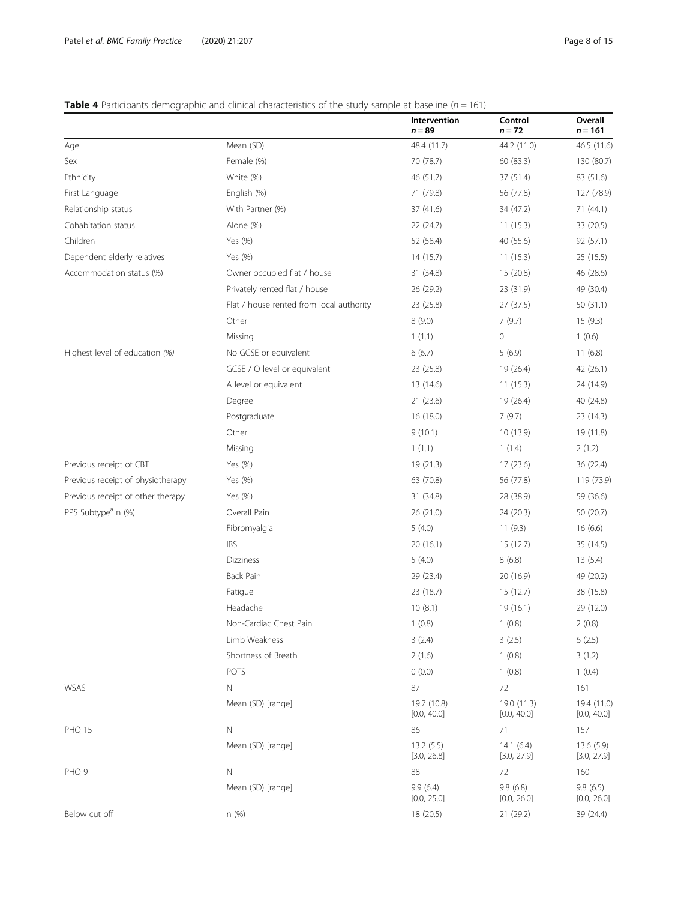**Table 4** Participants demographic and clinical characteristics of the study sample at baseline ($n = 161$)

| | | Intervention $n = 89$ | Control $n = 72$ | Overall $n = 161$ |
|---|---|---|---|---|
| Age | Mean (SD) | 48.4 (11.7) | 44.2 (11.0) | 46.5 (11.6) |
| Sex | Female (%) | 70 (78.7) | 60 (83.3) | 130 (80.7) |
| Ethnicity | White (%) | 46 (51.7) | 37 (51.4) | 83 (51.6) |
| First Language | English (%) | 71 (79.8) | 56 (77.8) | 127 (78.9) |
| Relationship status | With Partner (%) | 37 (41.6) | 34 (47.2) | 71 (44.1) |
| Cohabitation status | Alone (%) | 22 (24.7) | 11 (15.3) | 33 (20.5) |
| Children | Yes (%) | 52 (58.4) | 40 (55.6) | 92 (57.1) |
| Dependent elderly relatives | Yes (%) | 14 (15.7) | 11 (15.3) | 25 (15.5) |
| Accommodation status (%) | Owner occupied flat / house | 31 (34.8) | 15 (20.8) | 46 (28.6) |
| | Privately rented flat / house | 26 (29.2) | 23 (31.9) | 49 (30.4) |
| | Flat / house rented from local authority | 23 (25.8) | 27 (37.5) | 50 (31.1) |
| | Other | 8 (9.0) | 7 (9.7) | 15 (9.3) |
| | Missing | 1 (1.1) | 0 | 1 (0.6) |
| Highest level of education *(%)* | No GCSE or equivalent | 6 (6.7) | 5 (6.9) | 11 (6.8) |
| | GCSE / O level or equivalent | 23 (25.8) | 19 (26.4) | 42 (26.1) |
| | A level or equivalent | 13 (14.6) | 11 (15.3) | 24 (14.9) |
| | Degree | 21 (23.6) | 19 (26.4) | 40 (24.8) |
| | Postgraduate | 16 (18.0) | 7 (9.7) | 23 (14.3) |
| | Other | 9 (10.1) | 10 (13.9) | 19 (11.8) |
| | Missing | 1 (1.1) | 1 (1.4) | 2 (1.2) |
| Previous receipt of CBT | Yes (%) | 19 (21.3) | 17 (23.6) | 36 (22.4) |
| Previous receipt of physiotherapy | Yes (%) | 63 (70.8) | 56 (77.8) | 119 (73.9) |
| Previous receipt of other therapy | Yes (%) | 31 (34.8) | 28 (38.9) | 59 (36.6) |
| PPS Subtype[a] n (%) | Overall Pain | 26 (21.0) | 24 (20.3) | 50 (20.7) |
| | Fibromyalgia | 5 (4.0) | 11 (9.3) | 16 (6.6) |
| | IBS | 20 (16.1) | 15 (12.7) | 35 (14.5) |
| | Dizziness | 5 (4.0) | 8 (6.8) | 13 (5.4) |
| | Back Pain | 29 (23.4) | 20 (16.9) | 49 (20.2) |
| | Fatigue | 23 (18.7) | 15 (12.7) | 38 (15.8) |
| | Headache | 10 (8.1) | 19 (16.1) | 29 (12.0) |
| | Non-Cardiac Chest Pain | 1 (0.8) | 1 (0.8) | 2 (0.8) |
| | Limb Weakness | 3 (2.4) | 3 (2.5) | 6 (2.5) |
| | Shortness of Breath | 2 (1.6) | 1 (0.8) | 3 (1.2) |
| | POTS | 0 (0.0) | 1 (0.8) | 1 (0.4) |
| WSAS | N | 87 | 72 | 161 |
| | Mean (SD) [range] | 19.7 (10.8) [0.0, 40.0] | 19.0 (11.3) [0.0, 40.0] | 19.4 (11.0) [0.0, 40.0] |
| PHQ 15 | N | 86 | 71 | 157 |
| | Mean (SD) [range] | 13.2 (5.5) [3.0, 26.8] | 14.1 (6.4) [3.0, 27.9] | 13.6 (5.9) [3.0, 27.9] |
| PHQ 9 | N | 88 | 72 | 160 |
| | Mean (SD) [range] | 9.9 (6.4) [0.0, 25.0] | 9.8 (6.8) [0.0, 26.0] | 9.8 (6.5) [0.0, 26.0] |
| Below cut off | n (%) | 18 (20.5) | 21 (29.2) | 39 (24.4) |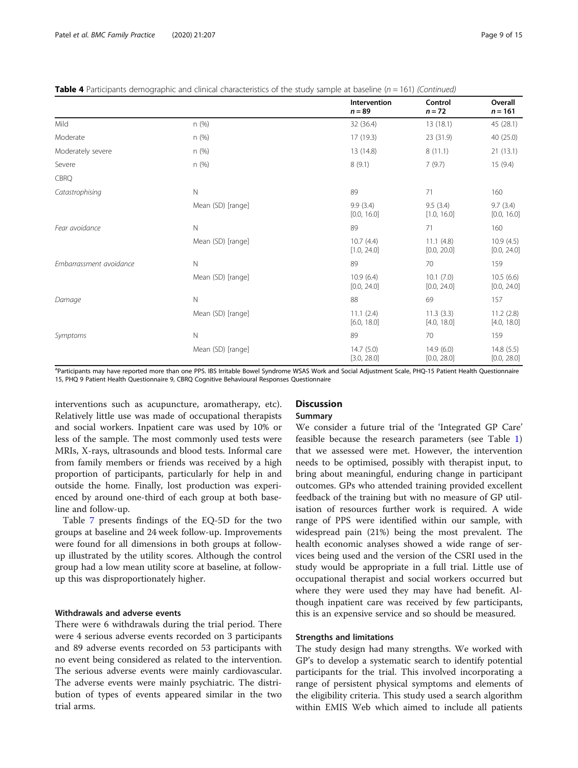**Table 4** Participants demographic and clinical characteristics of the study sample at baseline (n = 161) *(Continued)*

| | | Intervention n = 89 | Control n = 72 | Overall n = 161 |
|---|---|---|---|---|
| Mild | n (%) | 32 (36.4) | 13 (18.1) | 45 (28.1) |
| Moderate | n (%) | 17 (19.3) | 23 (31.9) | 40 (25.0) |
| Moderately severe | n (%) | 13 (14.8) | 8 (11.1) | 21 (13.1) |
| Severe | n (%) | 8 (9.1) | 7 (9.7) | 15 (9.4) |
| CBRQ | | | | |
| *Catastrophising* | N | 89 | 71 | 160 |
| | Mean (SD) [range] | 9.9 (3.4) [0.0, 16.0] | 9.5 (3.4) [1.0, 16.0] | 9.7 (3.4) [0.0, 16.0] |
| *Fear avoidance* | N | 89 | 71 | 160 |
| | Mean (SD) [range] | 10.7 (4.4) [1.0, 24.0] | 11.1 (4.8) [0.0, 20.0] | 10.9 (4.5) [0.0, 24.0] |
| *Embarrassment avoidance* | N | 89 | 70 | 159 |
| | Mean (SD) [range] | 10.9 (6.4) [0.0, 24.0] | 10.1 (7.0) [0.0, 24.0] | 10.5 (6.6) [0.0, 24.0] |
| *Damage* | N | 88 | 69 | 157 |
| | Mean (SD) [range] | 11.1 (2.4) [6.0, 18.0] | 11.3 (3.3) [4.0, 18.0] | 11.2 (2.8) [4.0, 18.0] |
| *Symptoms* | N | 89 | 70 | 159 |
| | Mean (SD) [range] | 14.7 (5.0) [3.0, 28.0] | 14.9 (6.0) [0.0, 28.0] | 14.8 (5.5) [0.0, 28.0] |

[a]Participants may have reported more than one PPS. IBS Irritable Bowel Syndrome WSAS Work and Social Adjustment Scale, PHQ-15 Patient Health Questionnaire 15, PHQ 9 Patient Health Questionnaire 9, CBRQ Cognitive Behavioural Responses Questionnaire

interventions such as acupuncture, aromatherapy, etc). Relatively little use was made of occupational therapists and social workers. Inpatient care was used by 10% or less of the sample. The most commonly used tests were MRIs, X-rays, ultrasounds and blood tests. Informal care from family members or friends was received by a high proportion of participants, particularly for help in and outside the home. Finally, lost production was experienced by around one-third of each group at both baseline and follow-up.

Table 7 presents findings of the EQ-5D for the two groups at baseline and 24 week follow-up. Improvements were found for all dimensions in both groups at follow-up illustrated by the utility scores. Although the control group had a low mean utility score at baseline, at follow-up this was disproportionately higher.

### Withdrawals and adverse events

There were 6 withdrawals during the trial period. There were 4 serious adverse events recorded on 3 participants and 89 adverse events recorded on 53 participants with no event being considered as related to the intervention. The serious adverse events were mainly cardiovascular. The adverse events were mainly psychiatric. The distribution of types of events appeared similar in the two trial arms.

## Discussion

### Summary

We consider a future trial of the 'Integrated GP Care' feasible because the research parameters (see Table 1) that we assessed were met. However, the intervention needs to be optimised, possibly with therapist input, to bring about meaningful, enduring change in participant outcomes. GPs who attended training provided excellent feedback of the training but with no measure of GP utilisation of resources further work is required. A wide range of PPS were identified within our sample, with widespread pain (21%) being the most prevalent. The health economic analyses showed a wide range of services being used and the version of the CSRI used in the study would be appropriate in a full trial. Little use of occupational therapist and social workers occurred but where they were used they may have had benefit. Although inpatient care was received by few participants, this is an expensive service and so should be measured.

### Strengths and limitations

The study design had many strengths. We worked with GP's to develop a systematic search to identify potential participants for the trial. This involved incorporating a range of persistent physical symptoms and elements of the eligibility criteria. This study used a search algorithm within EMIS Web which aimed to include all patients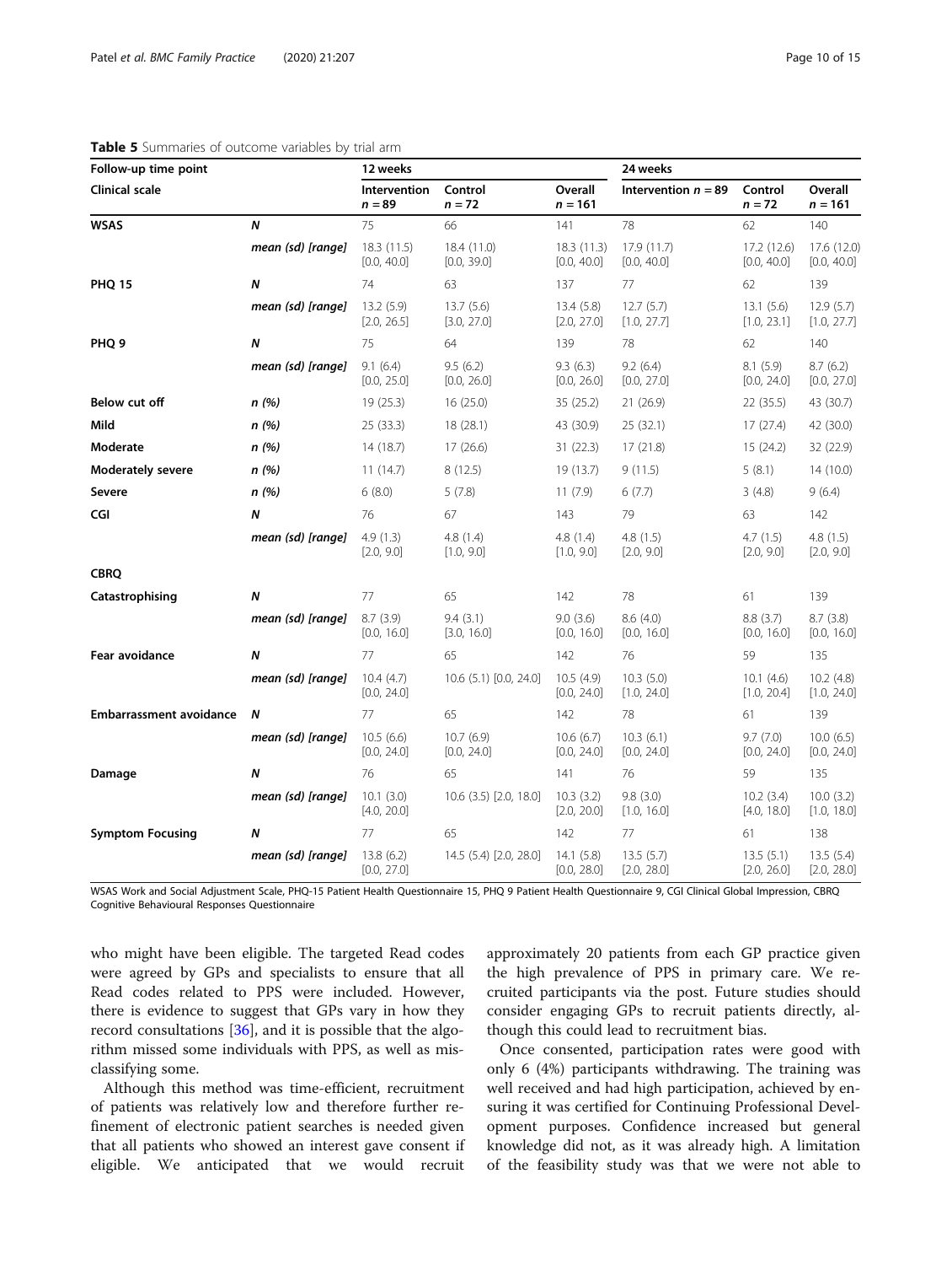**Table 5** Summaries of outcome variables by trial arm

| Follow-up time point | | 12 weeks | | | 24 weeks | | |
|---|---|---|---|---|---|---|---|
| **Clinical scale** | | **Intervention $n = 89$** | **Control $n = 72$** | **Overall $n = 161$** | **Intervention $n = 89$** | **Control $n = 72$** | **Overall $n = 161$** |
| **WSAS** | ***N*** | 75 | 66 | 141 | 78 | 62 | 140 |
| | ***mean (sd) [range]*** | 18.3 (11.5) [0.0, 40.0] | 18.4 (11.0) [0.0, 39.0] | 18.3 (11.3) [0.0, 40.0] | 17.9 (11.7) [0.0, 40.0] | 17.2 (12.6) [0.0, 40.0] | 17.6 (12.0) [0.0, 40.0] |
| **PHQ 15** | ***N*** | 74 | 63 | 137 | 77 | 62 | 139 |
| | ***mean (sd) [range]*** | 13.2 (5.9) [2.0, 26.5] | 13.7 (5.6) [3.0, 27.0] | 13.4 (5.8) [2.0, 27.0] | 12.7 (5.7) [1.0, 27.7] | 13.1 (5.6) [1.0, 23.1] | 12.9 (5.7) [1.0, 27.7] |
| **PHQ 9** | ***N*** | 75 | 64 | 139 | 78 | 62 | 140 |
| | ***mean (sd) [range]*** | 9.1 (6.4) [0.0, 25.0] | 9.5 (6.2) [0.0, 26.0] | 9.3 (6.3) [0.0, 26.0] | 9.2 (6.4) [0.0, 27.0] | 8.1 (5.9) [0.0, 24.0] | 8.7 (6.2) [0.0, 27.0] |
| **Below cut off** | ***n (%)*** | 19 (25.3) | 16 (25.0) | 35 (25.2) | 21 (26.9) | 22 (35.5) | 43 (30.7) |
| **Mild** | ***n (%)*** | 25 (33.3) | 18 (28.1) | 43 (30.9) | 25 (32.1) | 17 (27.4) | 42 (30.0) |
| **Moderate** | ***n (%)*** | 14 (18.7) | 17 (26.6) | 31 (22.3) | 17 (21.8) | 15 (24.2) | 32 (22.9) |
| **Moderately severe** | ***n (%)*** | 11 (14.7) | 8 (12.5) | 19 (13.7) | 9 (11.5) | 5 (8.1) | 14 (10.0) |
| **Severe** | ***n (%)*** | 6 (8.0) | 5 (7.8) | 11 (7.9) | 6 (7.7) | 3 (4.8) | 9 (6.4) |
| **CGI** | ***N*** | 76 | 67 | 143 | 79 | 63 | 142 |
| | ***mean (sd) [range]*** | 4.9 (1.3) [2.0, 9.0] | 4.8 (1.4) [1.0, 9.0] | 4.8 (1.4) [1.0, 9.0] | 4.8 (1.5) [2.0, 9.0] | 4.7 (1.5) [2.0, 9.0] | 4.8 (1.5) [2.0, 9.0] |
| **CBRQ** | | | | | | | |
| **Catastrophising** | ***N*** | 77 | 65 | 142 | 78 | 61 | 139 |
| | ***mean (sd) [range]*** | 8.7 (3.9) [0.0, 16.0] | 9.4 (3.1) [3.0, 16.0] | 9.0 (3.6) [0.0, 16.0] | 8.6 (4.0) [0.0, 16.0] | 8.8 (3.7) [0.0, 16.0] | 8.7 (3.8) [0.0, 16.0] |
| **Fear avoidance** | ***N*** | 77 | 65 | 142 | 76 | 59 | 135 |
| | ***mean (sd) [range]*** | 10.4 (4.7) [0.0, 24.0] | 10.6 (5.1) [0.0, 24.0] | 10.5 (4.9) [0.0, 24.0] | 10.3 (5.0) [1.0, 24.0] | 10.1 (4.6) [1.0, 20.4] | 10.2 (4.8) [1.0, 24.0] |
| **Embarrassment avoidance** | ***N*** | 77 | 65 | 142 | 78 | 61 | 139 |
| | ***mean (sd) [range]*** | 10.5 (6.6) [0.0, 24.0] | 10.7 (6.9) [0.0, 24.0] | 10.6 (6.7) [0.0, 24.0] | 10.3 (6.1) [0.0, 24.0] | 9.7 (7.0) [0.0, 24.0] | 10.0 (6.5) [0.0, 24.0] |
| **Damage** | ***N*** | 76 | 65 | 141 | 76 | 59 | 135 |
| | ***mean (sd) [range]*** | 10.1 (3.0) [4.0, 20.0] | 10.6 (3.5) [2.0, 18.0] | 10.3 (3.2) [2.0, 20.0] | 9.8 (3.0) [1.0, 16.0] | 10.2 (3.4) [4.0, 18.0] | 10.0 (3.2) [1.0, 18.0] |
| **Symptom Focusing** | ***N*** | 77 | 65 | 142 | 77 | 61 | 138 |
| | ***mean (sd) [range]*** | 13.8 (6.2) [0.0, 27.0] | 14.5 (5.4) [2.0, 28.0] | 14.1 (5.8) [0.0, 28.0] | 13.5 (5.7) [2.0, 28.0] | 13.5 (5.1) [2.0, 26.0] | 13.5 (5.4) [2.0, 28.0] |

WSAS Work and Social Adjustment Scale, PHQ-15 Patient Health Questionnaire 15, PHQ 9 Patient Health Questionnaire 9, CGI Clinical Global Impression, CBRQ Cognitive Behavioural Responses Questionnaire

who might have been eligible. The targeted Read codes were agreed by GPs and specialists to ensure that all Read codes related to PPS were included. However, there is evidence to suggest that GPs vary in how they record consultations [36], and it is possible that the algorithm missed some individuals with PPS, as well as misclassifying some.

Although this method was time-efficient, recruitment of patients was relatively low and therefore further refinement of electronic patient searches is needed given that all patients who showed an interest gave consent if eligible. We anticipated that we would recruit approximately 20 patients from each GP practice given the high prevalence of PPS in primary care. We recruited participants via the post. Future studies should consider engaging GPs to recruit patients directly, although this could lead to recruitment bias.

Once consented, participation rates were good with only 6 (4%) participants withdrawing. The training was well received and had high participation, achieved by ensuring it was certified for Continuing Professional Development purposes. Confidence increased but general knowledge did not, as it was already high. A limitation of the feasibility study was that we were not able to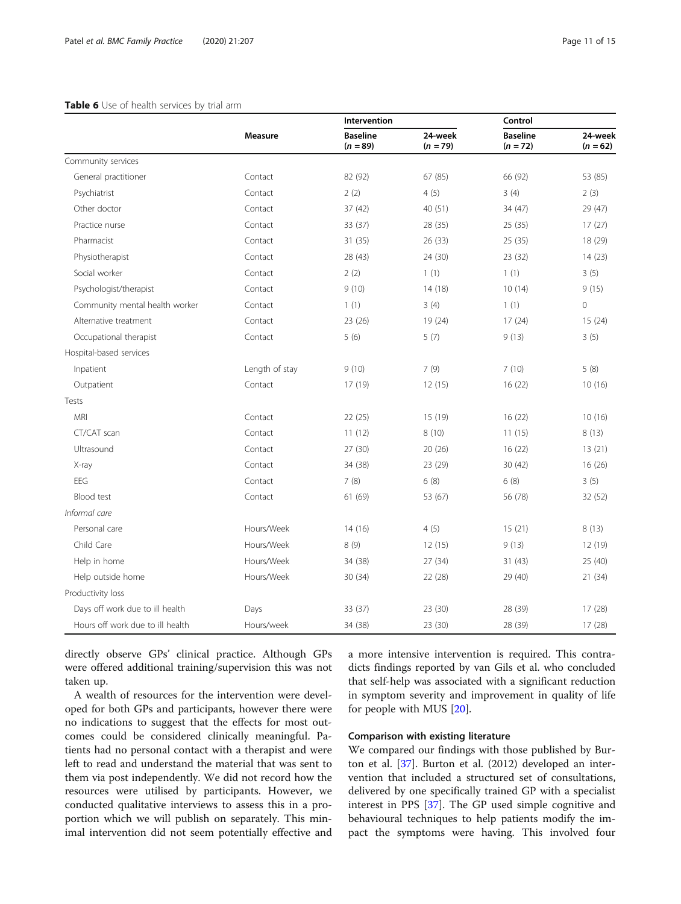**Table 6** Use of health services by trial arm

| | Measure | Intervention | | Control | |
|---|---|---|---|---|---|
| | | **Baseline ($n = 89$)** | **24-week ($n = 79$)** | **Baseline ($n = 72$)** | **24-week ($n = 62$)** |
| Community services | | | | | |
| General practitioner | Contact | 82 (92) | 67 (85) | 66 (92) | 53 (85) |
| Psychiatrist | Contact | 2 (2) | 4 (5) | 3 (4) | 2 (3) |
| Other doctor | Contact | 37 (42) | 40 (51) | 34 (47) | 29 (47) |
| Practice nurse | Contact | 33 (37) | 28 (35) | 25 (35) | 17 (27) |
| Pharmacist | Contact | 31 (35) | 26 (33) | 25 (35) | 18 (29) |
| Physiotherapist | Contact | 28 (43) | 24 (30) | 23 (32) | 14 (23) |
| Social worker | Contact | 2 (2) | 1 (1) | 1 (1) | 3 (5) |
| Psychologist/therapist | Contact | 9 (10) | 14 (18) | 10 (14) | 9 (15) |
| Community mental health worker | Contact | 1 (1) | 3 (4) | 1 (1) | 0 |
| Alternative treatment | Contact | 23 (26) | 19 (24) | 17 (24) | 15 (24) |
| Occupational therapist | Contact | 5 (6) | 5 (7) | 9 (13) | 3 (5) |
| Hospital-based services | | | | | |
| Inpatient | Length of stay | 9 (10) | 7 (9) | 7 (10) | 5 (8) |
| Outpatient | Contact | 17 (19) | 12 (15) | 16 (22) | 10 (16) |
| Tests | | | | | |
| MRI | Contact | 22 (25) | 15 (19) | 16 (22) | 10 (16) |
| CT/CAT scan | Contact | 11 (12) | 8 (10) | 11 (15) | 8 (13) |
| Ultrasound | Contact | 27 (30) | 20 (26) | 16 (22) | 13 (21) |
| X-ray | Contact | 34 (38) | 23 (29) | 30 (42) | 16 (26) |
| EEG | Contact | 7 (8) | 6 (8) | 6 (8) | 3 (5) |
| Blood test | Contact | 61 (69) | 53 (67) | 56 (78) | 32 (52) |
| *Informal care* | | | | | |
| Personal care | Hours/Week | 14 (16) | 4 (5) | 15 (21) | 8 (13) |
| Child Care | Hours/Week | 8 (9) | 12 (15) | 9 (13) | 12 (19) |
| Help in home | Hours/Week | 34 (38) | 27 (34) | 31 (43) | 25 (40) |
| Help outside home | Hours/Week | 30 (34) | 22 (28) | 29 (40) | 21 (34) |
| Productivity loss | | | | | |
| Days off work due to ill health | Days | 33 (37) | 23 (30) | 28 (39) | 17 (28) |
| Hours off work due to ill health | Hours/week | 34 (38) | 23 (30) | 28 (39) | 17 (28) |

directly observe GPs' clinical practice. Although GPs were offered additional training/supervision this was not taken up.

A wealth of resources for the intervention were developed for both GPs and participants, however there were no indications to suggest that the effects for most outcomes could be considered clinically meaningful. Patients had no personal contact with a therapist and were left to read and understand the material that was sent to them via post independently. We did not record how the resources were utilised by participants. However, we conducted qualitative interviews to assess this in a proportion which we will publish on separately. This minimal intervention did not seem potentially effective and a more intensive intervention is required. This contradicts findings reported by van Gils et al. who concluded that self-help was associated with a significant reduction in symptom severity and improvement in quality of life for people with MUS [20].

### Comparison with existing literature

We compared our findings with those published by Burton et al. [37]. Burton et al. (2012) developed an intervention that included a structured set of consultations, delivered by one specifically trained GP with a specialist interest in PPS [37]. The GP used simple cognitive and behavioural techniques to help patients modify the impact the symptoms were having. This involved four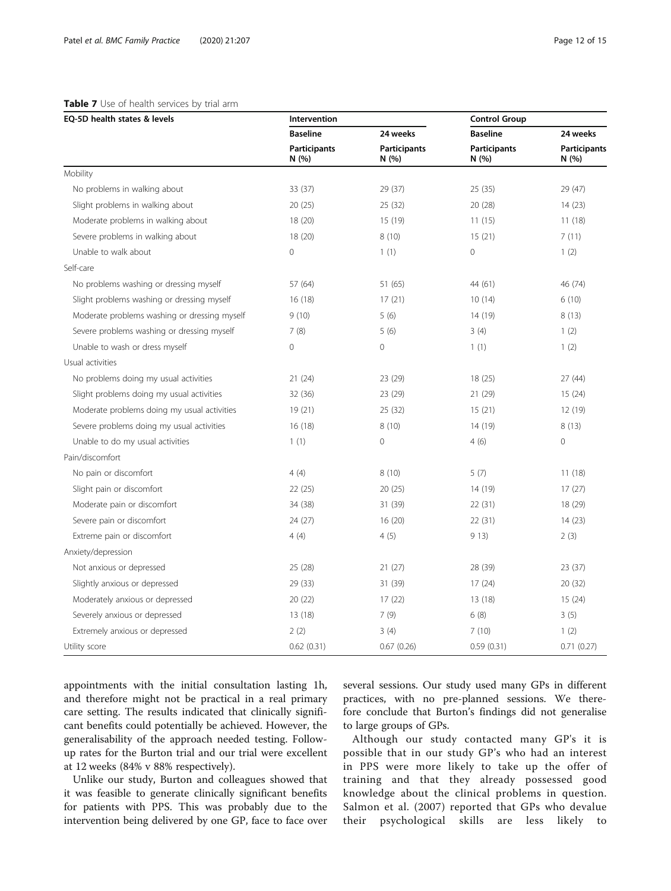**Table 7** Use of health services by trial arm

| EQ-5D health states & levels | Intervention | | Control Group | |
|---|---|---|---|---|
| | Baseline | 24 weeks | Baseline | 24 weeks |
| | Participants N (%) | Participants N (%) | Participants N (%) | Participants N (%) |
| Mobility | | | | |
| No problems in walking about | 33 (37) | 29 (37) | 25 (35) | 29 (47) |
| Slight problems in walking about | 20 (25) | 25 (32) | 20 (28) | 14 (23) |
| Moderate problems in walking about | 18 (20) | 15 (19) | 11 (15) | 11 (18) |
| Severe problems in walking about | 18 (20) | 8 (10) | 15 (21) | 7 (11) |
| Unable to walk about | 0 | 1 (1) | 0 | 1 (2) |
| Self-care | | | | |
| No problems washing or dressing myself | 57 (64) | 51 (65) | 44 (61) | 46 (74) |
| Slight problems washing or dressing myself | 16 (18) | 17 (21) | 10 (14) | 6 (10) |
| Moderate problems washing or dressing myself | 9 (10) | 5 (6) | 14 (19) | 8 (13) |
| Severe problems washing or dressing myself | 7 (8) | 5 (6) | 3 (4) | 1 (2) |
| Unable to wash or dress myself | 0 | 0 | 1 (1) | 1 (2) |
| Usual activities | | | | |
| No problems doing my usual activities | 21 (24) | 23 (29) | 18 (25) | 27 (44) |
| Slight problems doing my usual activities | 32 (36) | 23 (29) | 21 (29) | 15 (24) |
| Moderate problems doing my usual activities | 19 (21) | 25 (32) | 15 (21) | 12 (19) |
| Severe problems doing my usual activities | 16 (18) | 8 (10) | 14 (19) | 8 (13) |
| Unable to do my usual activities | 1 (1) | 0 | 4 (6) | 0 |
| Pain/discomfort | | | | |
| No pain or discomfort | 4 (4) | 8 (10) | 5 (7) | 11 (18) |
| Slight pain or discomfort | 22 (25) | 20 (25) | 14 (19) | 17 (27) |
| Moderate pain or discomfort | 34 (38) | 31 (39) | 22 (31) | 18 (29) |
| Severe pain or discomfort | 24 (27) | 16 (20) | 22 (31) | 14 (23) |
| Extreme pain or discomfort | 4 (4) | 4 (5) | 9 13) | 2 (3) |
| Anxiety/depression | | | | |
| Not anxious or depressed | 25 (28) | 21 (27) | 28 (39) | 23 (37) |
| Slightly anxious or depressed | 29 (33) | 31 (39) | 17 (24) | 20 (32) |
| Moderately anxious or depressed | 20 (22) | 17 (22) | 13 (18) | 15 (24) |
| Severely anxious or depressed | 13 (18) | 7 (9) | 6 (8) | 3 (5) |
| Extremely anxious or depressed | 2 (2) | 3 (4) | 7 (10) | 1 (2) |
| Utility score | 0.62 (0.31) | 0.67 (0.26) | 0.59 (0.31) | 0.71 (0.27) |

appointments with the initial consultation lasting 1h, and therefore might not be practical in a real primary care setting. The results indicated that clinically significant benefits could potentially be achieved. However, the generalisability of the approach needed testing. Follow-up rates for the Burton trial and our trial were excellent at 12 weeks (84% v 88% respectively).

Unlike our study, Burton and colleagues showed that it was feasible to generate clinically significant benefits for patients with PPS. This was probably due to the intervention being delivered by one GP, face to face over several sessions. Our study used many GPs in different practices, with no pre-planned sessions. We therefore conclude that Burton's findings did not generalise to large groups of GPs.

Although our study contacted many GP's it is possible that in our study GP's who had an interest in PPS were more likely to take up the offer of training and that they already possessed good knowledge about the clinical problems in question. Salmon et al. (2007) reported that GPs who devalue their psychological skills are less likely to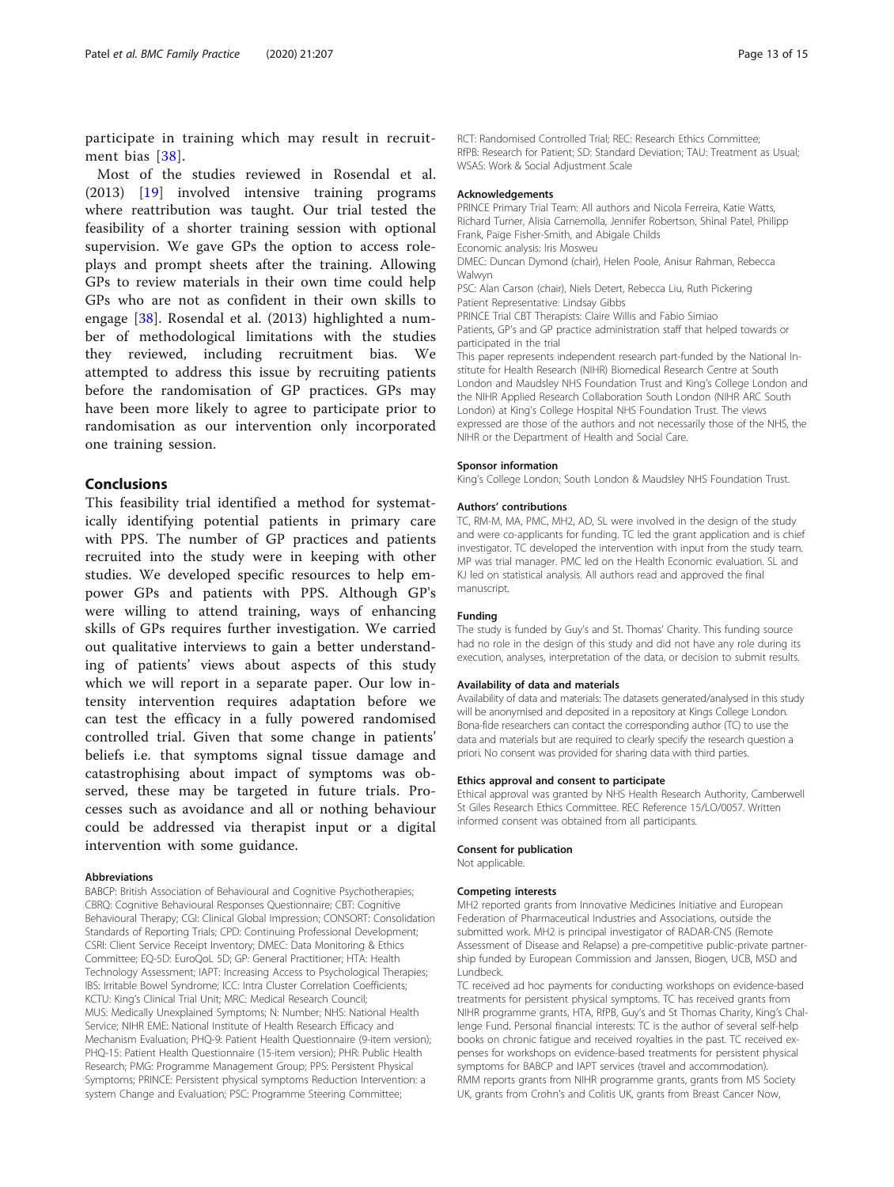participate in training which may result in recruitment bias [38].

Most of the studies reviewed in Rosendal et al. (2013) [19] involved intensive training programs where reattribution was taught. Our trial tested the feasibility of a shorter training session with optional supervision. We gave GPs the option to access role-plays and prompt sheets after the training. Allowing GPs to review materials in their own time could help GPs who are not as confident in their own skills to engage [38]. Rosendal et al. (2013) highlighted a number of methodological limitations with the studies they reviewed, including recruitment bias. We attempted to address this issue by recruiting patients before the randomisation of GP practices. GPs may have been more likely to agree to participate prior to randomisation as our intervention only incorporated one training session.

## Conclusions

This feasibility trial identified a method for systematically identifying potential patients in primary care with PPS. The number of GP practices and patients recruited into the study were in keeping with other studies. We developed specific resources to help empower GPs and patients with PPS. Although GP's were willing to attend training, ways of enhancing skills of GPs requires further investigation. We carried out qualitative interviews to gain a better understanding of patients' views about aspects of this study which we will report in a separate paper. Our low intensity intervention requires adaptation before we can test the efficacy in a fully powered randomised controlled trial. Given that some change in patients' beliefs i.e. that symptoms signal tissue damage and catastrophising about impact of symptoms was observed, these may be targeted in future trials. Processes such as avoidance and all or nothing behaviour could be addressed via therapist input or a digital intervention with some guidance.

#### Abbreviations

BABCP: British Association of Behavioural and Cognitive Psychotherapies; CBRQ: Cognitive Behavioural Responses Questionnaire; CBT: Cognitive Behavioural Therapy; CGI: Clinical Global Impression; CONSORT: Consolidation Standards of Reporting Trials; CPD: Continuing Professional Development; CSRI: Client Service Receipt Inventory; DMEC: Data Monitoring & Ethics Committee; EQ-5D: EuroQoL 5D; GP: General Practitioner; HTA: Health Technology Assessment; IAPT: Increasing Access to Psychological Therapies; IBS: Irritable Bowel Syndrome; ICC: Intra Cluster Correlation Coefficients; KCTU: King's Clinical Trial Unit; MRC: Medical Research Council; MUS: Medically Unexplained Symptoms; N: Number; NHS: National Health Service; NIHR EME: National Institute of Health Research Efficacy and Mechanism Evaluation; PHQ-9: Patient Health Questionnaire (9-item version); PHQ-15: Patient Health Questionnaire (15-item version); PHR: Public Health Research; PMG: Programme Management Group; PPS: Persistent Physical Symptoms; PRINCE: Persistent physical symptoms Reduction Intervention: a system Change and Evaluation; PSC: Programme Steering Committee; RCT: Randomised Controlled Trial; REC: Research Ethics Committee; RfPB: Research for Patient; SD: Standard Deviation; TAU: Treatment as Usual; WSAS: Work & Social Adjustment Scale

#### Acknowledgements

PRINCE Primary Trial Team: All authors and Nicola Ferreira, Katie Watts, Richard Turner, Alisia Carnemolla, Jennifer Robertson, Shinal Patel, Philipp Frank, Paige Fisher-Smith, and Abigale Childs
Economic analysis: Iris Mosweu
DMEC: Duncan Dymond (chair), Helen Poole, Anisur Rahman, Rebecca Walwyn
PSC: Alan Carson (chair), Niels Detert, Rebecca Liu, Ruth Pickering
Patient Representative: Lindsay Gibbs
PRINCE Trial CBT Therapists: Claire Willis and Fabio Simiao
Patients, GP's and GP practice administration staff that helped towards or participated in the trial
This paper represents independent research part-funded by the National Institute for Health Research (NIHR) Biomedical Research Centre at South London and Maudsley NHS Foundation Trust and King's College London and the NIHR Applied Research Collaboration South London (NIHR ARC South London) at King's College Hospital NHS Foundation Trust. The views expressed are those of the authors and not necessarily those of the NHS, the NIHR or the Department of Health and Social Care.

#### Sponsor information

King's College London; South London & Maudsley NHS Foundation Trust.

#### Authors' contributions

TC, RM-M, MA, PMC, MH2, AD, SL were involved in the design of the study and were co-applicants for funding. TC led the grant application and is chief investigator. TC developed the intervention with input from the study team. MP was trial manager. PMC led on the Health Economic evaluation. SL and KJ led on statistical analysis. All authors read and approved the final manuscript.

#### Funding

The study is funded by Guy's and St. Thomas' Charity. This funding source had no role in the design of this study and did not have any role during its execution, analyses, interpretation of the data, or decision to submit results.

#### Availability of data and materials

Availability of data and materials: The datasets generated/analysed in this study will be anonymised and deposited in a repository at Kings College London. Bona-fide researchers can contact the corresponding author (TC) to use the data and materials but are required to clearly specify the research question a priori. No consent was provided for sharing data with third parties.

#### Ethics approval and consent to participate

Ethical approval was granted by NHS Health Research Authority, Camberwell St Giles Research Ethics Committee. REC Reference 15/LO/0057. Written informed consent was obtained from all participants.

#### Consent for publication

Not applicable.

#### Competing interests

MH2 reported grants from Innovative Medicines Initiative and European Federation of Pharmaceutical Industries and Associations, outside the submitted work. MH2 is principal investigator of RADAR-CNS (Remote Assessment of Disease and Relapse) a pre-competitive public-private partnership funded by European Commission and Janssen, Biogen, UCB, MSD and Lundbeck.
TC received ad hoc payments for conducting workshops on evidence-based treatments for persistent physical symptoms. TC has received grants from NIHR programme grants, HTA, RfPB, Guy's and St Thomas Charity, King's Challenge Fund. Personal financial interests: TC is the author of several self-help books on chronic fatigue and received royalties in the past. TC received expenses for workshops on evidence-based treatments for persistent physical symptoms for BABCP and IAPT services (travel and accommodation).
RMM reports grants from NIHR programme grants, grants from MS Society UK, grants from Crohn's and Colitis UK, grants from Breast Cancer Now,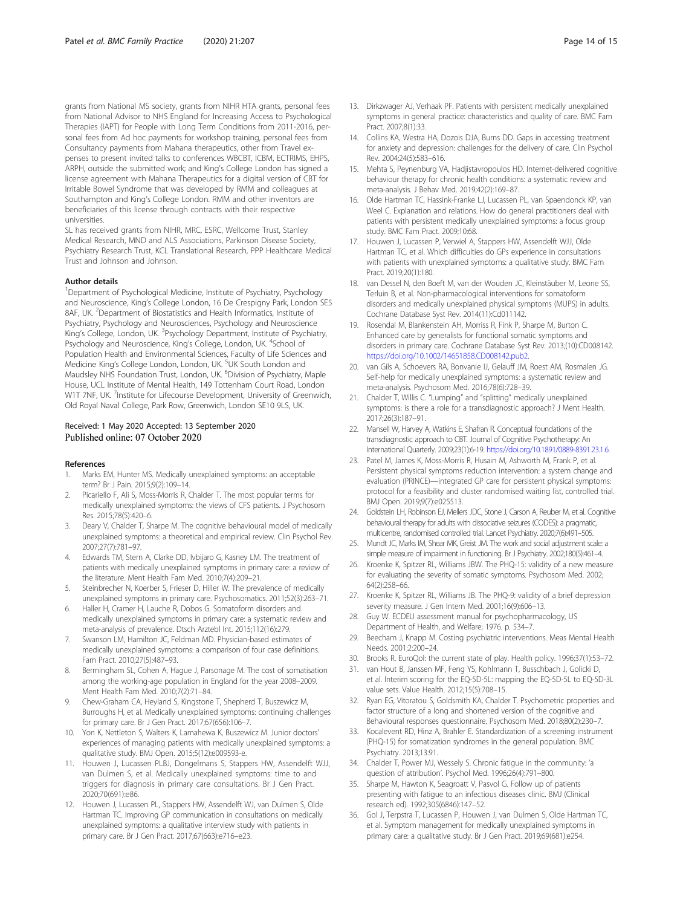grants from National MS society, grants from NIHR HTA grants, personal fees from National Advisor to NHS England for Increasing Access to Psychological Therapies (IAPT) for People with Long Term Conditions from 2011-2016, personal fees from Ad hoc payments for workshop training, personal fees from Consultancy payments from Mahana therapeutics, other from Travel expenses to present invited talks to conferences WBCBT, ICBM, ECTRIMS, EHPS, ARPH, outside the submitted work; and King's College London has signed a license agreement with Mahana Therapeutics for a digital version of CBT for Irritable Bowel Syndrome that was developed by RMM and colleagues at Southampton and King's College London. RMM and other inventors are beneficiaries of this license through contracts with their respective universities.

SL has received grants from NIHR, MRC, ESRC, Wellcome Trust, Stanley Medical Research, MND and ALS Associations, Parkinson Disease Society, Psychiatry Research Trust, KCL Translational Research, PPP Healthcare Medical Trust and Johnson and Johnson.

#### Author details

[1]Department of Psychological Medicine, Institute of Psychiatry, Psychology and Neuroscience, King's College London, 16 De Crespigny Park, London SE5 8AF, UK. [2]Department of Biostatistics and Health Informatics, Institute of Psychiatry, Psychology and Neurosciences, Psychology and Neuroscience King's College, London, UK. [3]Psychology Department, Institute of Psychiatry, Psychology and Neuroscience, King's College, London, UK. [4]School of Population Health and Environmental Sciences, Faculty of Life Sciences and Medicine King's College London, London, UK. [5]UK South London and Maudsley NHS Foundation Trust, London, UK. [6]Division of Psychiatry, Maple House, UCL Institute of Mental Health, 149 Tottenham Court Road, London W1T 7NF, UK. [7]Institute for Lifecourse Development, University of Greenwich, Old Royal Naval College, Park Row, Greenwich, London SE10 9LS, UK.

Received: 1 May 2020 Accepted: 13 September 2020
Published online: 07 October 2020

#### References

1. Marks EM, Hunter MS. Medically unexplained symptoms: an acceptable term? Br J Pain. 2015;9(2):109–14.
2. Picariello F, Ali S, Moss-Morris R, Chalder T. The most popular terms for medically unexplained symptoms: the views of CFS patients. J Psychosom Res. 2015;78(5):420–6.
3. Deary V, Chalder T, Sharpe M. The cognitive behavioural model of medically unexplained symptoms: a theoretical and empirical review. Clin Psychol Rev. 2007;27(7):781–97.
4. Edwards TM, Stern A, Clarke DD, Ivbijaro G, Kasney LM. The treatment of patients with medically unexplained symptoms in primary care: a review of the literature. Ment Health Fam Med. 2010;7(4):209–21.
5. Steinbrecher N, Koerber S, Frieser D, Hiller W. The prevalence of medically unexplained symptoms in primary care. Psychosomatics. 2011;52(3):263–71.
6. Haller H, Cramer H, Lauche R, Dobos G. Somatoform disorders and medically unexplained symptoms in primary care: a systematic review and meta-analysis of prevalence. Dtsch Arztebl Int. 2015;112(16):279.
7. Swanson LM, Hamilton JC, Feldman MD. Physician-based estimates of medically unexplained symptoms: a comparison of four case definitions. Fam Pract. 2010;27(5):487–93.
8. Bermingham SL, Cohen A, Hague J, Parsonage M. The cost of somatisation among the working-age population in England for the year 2008–2009. Ment Health Fam Med. 2010;7(2):71–84.
9. Chew-Graham CA, Heyland S, Kingstone T, Shepherd T, Buszewicz M, Burroughs H, et al. Medically unexplained symptoms: continuing challenges for primary care. Br J Gen Pract. 2017;67(656):106–7.
10. Yon K, Nettleton S, Walters K, Lamahewa K, Buszewicz M. Junior doctors' experiences of managing patients with medically unexplained symptoms: a qualitative study. BMJ Open. 2015;5(12):e009593-e.
11. Houwen J, Lucassen PLBJ, Dongelmans S, Stappers HW, Assendelft WJJ, van Dulmen S, et al. Medically unexplained symptoms: time to and triggers for diagnosis in primary care consultations. Br J Gen Pract. 2020;70(691):e86.
12. Houwen J, Lucassen PL, Stappers HW, Assendelft WJ, van Dulmen S, Olde Hartman TC. Improving GP communication in consultations on medically unexplained symptoms: a qualitative interview study with patients in primary care. Br J Gen Pract. 2017;67(663):e716–e23.
13. Dirkzwager AJ, Verhaak PF. Patients with persistent medically unexplained symptoms in general practice: characteristics and quality of care. BMC Fam Pract. 2007;8(1):33.
14. Collins KA, Westra HA, Dozois DJA, Burns DD. Gaps in accessing treatment for anxiety and depression: challenges for the delivery of care. Clin Psychol Rev. 2004;24(5):583–616.
15. Mehta S, Peynenburg VA, Hadjistavropoulos HD. Internet-delivered cognitive behaviour therapy for chronic health conditions: a systematic review and meta-analysis. J Behav Med. 2019;42(2):169–87.
16. Olde Hartman TC, Hassink-Franke LJ, Lucassen PL, van Spaendonck KP, van Weel C. Explanation and relations. How do general practitioners deal with patients with persistent medically unexplained symptoms: a focus group study. BMC Fam Pract. 2009;10:68.
17. Houwen J, Lucassen P, Verwiel A, Stappers HW, Assendelft WJJ, Olde Hartman TC, et al. Which difficulties do GPs experience in consultations with patients with unexplained symptoms: a qualitative study. BMC Fam Pract. 2019;20(1):180.
18. van Dessel N, den Boeft M, van der Wouden JC, Kleinstäuber M, Leone SS, Terluin B, et al. Non-pharmacological interventions for somatoform disorders and medically unexplained physical symptoms (MUPS) in adults. Cochrane Database Syst Rev. 2014(11):Cd011142.
19. Rosendal M, Blankenstein AH, Morriss R, Fink P, Sharpe M, Burton C. Enhanced care by generalists for functional somatic symptoms and disorders in primary care. Cochrane Database Syst Rev. 2013;(10):CD008142. https://doi.org/10.1002/14651858.CD008142.pub2.
20. van Gils A, Schoevers RA, Bonvanie IJ, Gelauff JM, Roest AM, Rosmalen JG. Self-help for medically unexplained symptoms: a systematic review and meta-analysis. Psychosom Med. 2016;78(6):728–39.
21. Chalder T, Willis C. "Lumping" and "splitting" medically unexplained symptoms: is there a role for a transdiagnostic approach? J Ment Health. 2017;26(3):187–91.
22. Mansell W, Harvey A, Watkins E, Shafran R. Conceptual foundations of the transdiagnostic approach to CBT. Journal of Cognitive Psychotherapy: An International Quarterly. 2009;23(1):6-19. https://doi.org/10.1891/0889-8391.23.1.6.
23. Patel M, James K, Moss-Morris R, Husain M, Ashworth M, Frank P, et al. Persistent physical symptoms reduction intervention: a system change and evaluation (PRINCE)—integrated GP care for persistent physical symptoms: protocol for a feasibility and cluster randomised waiting list, controlled trial. BMJ Open. 2019;9(7):e025513.
24. Goldstein LH, Robinson EJ, Mellers JDC, Stone J, Carson A, Reuber M, et al. Cognitive behavioural therapy for adults with dissociative seizures (CODES): a pragmatic, multicentre, randomised controlled trial. Lancet Psychiatry. 2020;7(6):491–505.
25. Mundt JC, Marks IM, Shear MK, Greist JM. The work and social adjustment scale: a simple measure of impairment in functioning. Br J Psychiatry. 2002;180(5):461–4.
26. Kroenke K, Spitzer RL, Williams JBW. The PHQ-15: validity of a new measure for evaluating the severity of somatic symptoms. Psychosom Med. 2002; 64(2):258–66.
27. Kroenke K, Spitzer RL, Williams JB. The PHQ-9: validity of a brief depression severity measure. J Gen Intern Med. 2001;16(9):606–13.
28. Guy W. ECDEU assessment manual for psychopharmacology, US Department of Health, and Welfare; 1976. p. 534–7.
29. Beecham J, Knapp M. Costing psychiatric interventions. Meas Mental Health Needs. 2001;2:200–24.
30. Brooks R. EuroQol: the current state of play. Health policy. 1996;37(1):53–72.
31. van Hout B, Janssen MF, Feng YS, Kohlmann T, Busschbach J, Golicki D, et al. Interim scoring for the EQ-5D-5L: mapping the EQ-5D-5L to EQ-5D-3L value sets. Value Health. 2012;15(5):708–15.
32. Ryan EG, Vitoratou S, Goldsmith KA, Chalder T. Psychometric properties and factor structure of a long and shortened version of the cognitive and Behavioural responses questionnaire. Psychosom Med. 2018;80(2):230–7.
33. Kocalevent RD, Hinz A, Brahler E. Standardization of a screening instrument (PHQ-15) for somatization syndromes in the general population. BMC Psychiatry. 2013;13:91.
34. Chalder T, Power MJ, Wessely S. Chronic fatigue in the community: 'a question of attribution'. Psychol Med. 1996;26(4):791–800.
35. Sharpe M, Hawton K, Seagroatt V, Pasvol G. Follow up of patients presenting with fatigue to an infectious diseases clinic. BMJ (Clinical research ed). 1992;305(6846):147–52.
36. Gol J, Terpstra T, Lucassen P, Houwen J, van Dulmen S, Olde Hartman TC, et al. Symptom management for medically unexplained symptoms in primary care: a qualitative study. Br J Gen Pract. 2019;69(681):e254.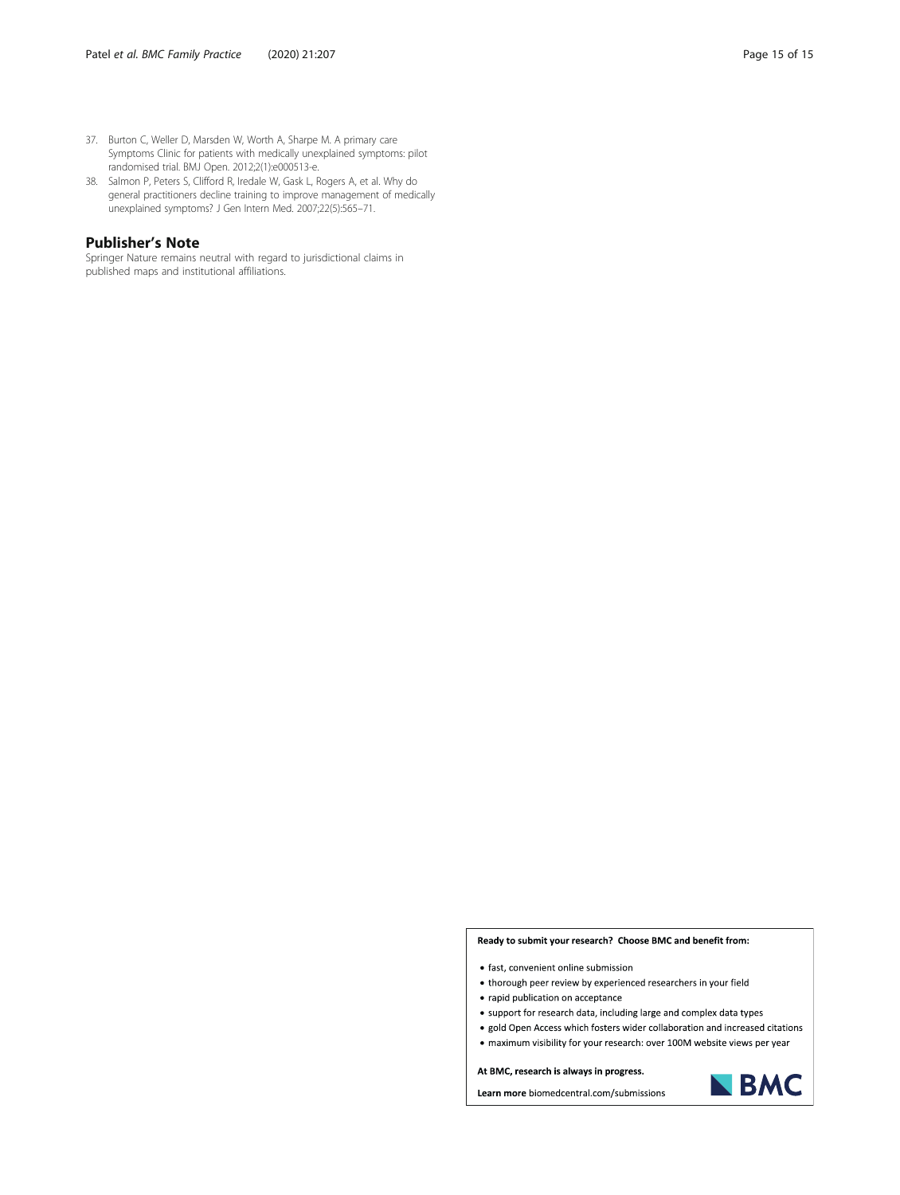37. Burton C, Weller D, Marsden W, Worth A, Sharpe M. A primary care Symptoms Clinic for patients with medically unexplained symptoms: pilot randomised trial. BMJ Open. 2012;2(1):e000513-e.
38. Salmon P, Peters S, Clifford R, Iredale W, Gask L, Rogers A, et al. Why do general practitioners decline training to improve management of medically unexplained symptoms? J Gen Intern Med. 2007;22(5):565–71.

## Publisher's Note

Springer Nature remains neutral with regard to jurisdictional claims in published maps and institutional affiliations.

**Ready to submit your research? Choose BMC and benefit from:**

- fast, convenient online submission
- thorough peer review by experienced researchers in your field
- rapid publication on acceptance
- support for research data, including large and complex data types
- gold Open Access which fosters wider collaboration and increased citations
- maximum visibility for your research: over 100M website views per year

**At BMC, research is always in progress.**

**Learn more** biomedcentral.com/submissions

BMC